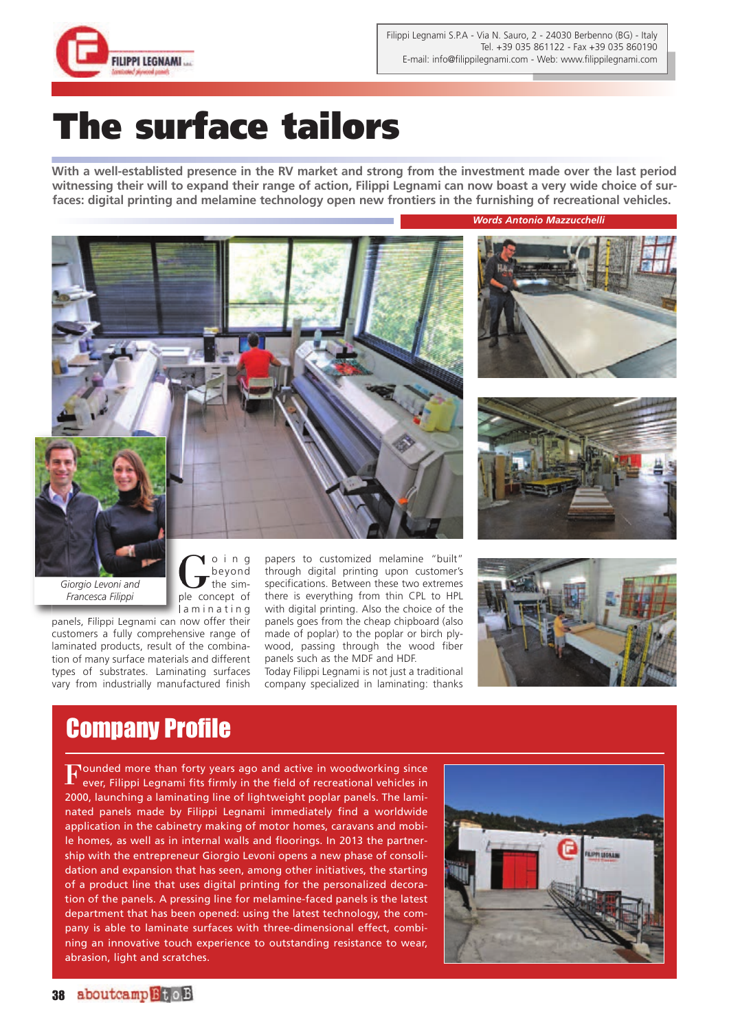Filippi Legnami S.P.A - Via N. Sauro, 2 - 24030 Berbenno (BG) - Italy
Tel. +39 035 861122 - Fax +39 035 860190
E-mail: info@filippilegnami.com - Web: www.filippilegnami.com

# The surface tailors

**With a well-establisted presence in the RV market and strong from the investment made over the last period witnessing their will to expand their range of action, Filippi Legnami can now boast a very wide choice of surfaces: digital printing and melamine technology open new frontiers in the furnishing of recreational vehicles.**

***Words Antonio Mazzucchelli***

*Giorgio Levoni and Francesca Filippi*

Going beyond the simple concept of laminating panels, Filippi Legnami can now offer their customers a fully comprehensive range of laminated products, result of the combination of many surface materials and different types of substrates. Laminating surfaces vary from industrially manufactured finish papers to customized melamine "built" through digital printing upon customer's specifications. Between these two extremes there is everything from thin CPL to HPL with digital printing. Also the choice of the panels goes from the cheap chipboard (also made of poplar) to the poplar or birch plywood, passing through the wood fiber panels such as the MDF and HDF.
Today Filippi Legnami is not just a traditional company specialized in laminating: thanks

## Company Profile

Founded more than forty years ago and active in woodworking since ever, Filippi Legnami fits firmly in the field of recreational vehicles in 2000, launching a laminating line of lightweight poplar panels. The laminated panels made by Filippi Legnami immediately find a worldwide application in the cabinetry making of motor homes, caravans and mobile homes, as well as in internal walls and floorings. In 2013 the partnership with the entrepreneur Giorgio Levoni opens a new phase of consolidation and expansion that has seen, among other initiatives, the starting of a product line that uses digital printing for the personalized decoration of the panels. A pressing line for melamine-faced panels is the latest department that has been opened: using the latest technology, the company is able to laminate surfaces with three-dimensional effect, combining an innovative touch experience to outstanding resistance to wear, abrasion, light and scratches.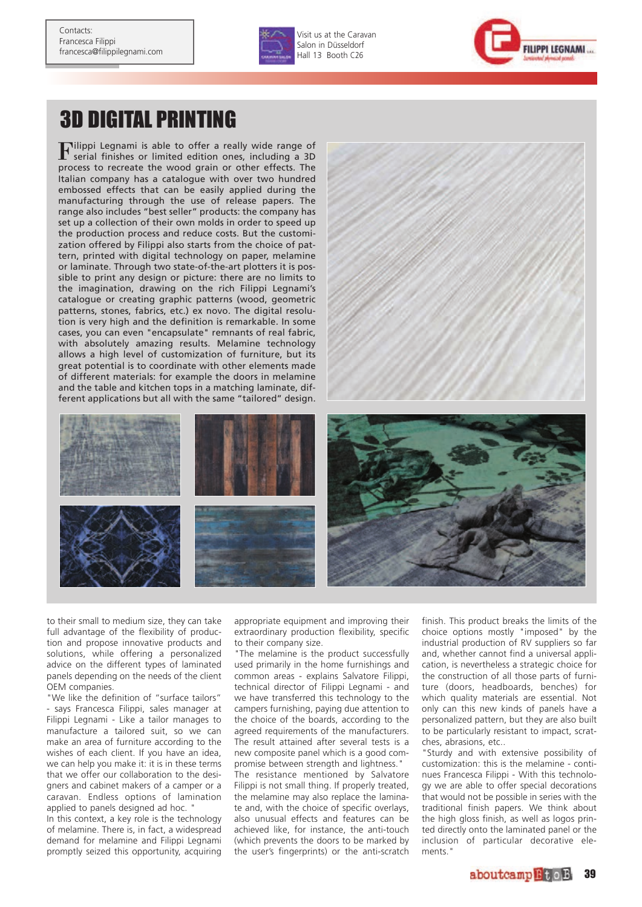Contacts:
Francesca Filippi
francesca@filippilegnami.com

Visit us at the Caravan Salon in Düsseldorf
Hall 13 Booth C26

# 3D DIGITAL PRINTING

Filippi Legnami is able to offer a really wide range of serial finishes or limited edition ones, including a 3D process to recreate the wood grain or other effects. The Italian company has a catalogue with over two hundred embossed effects that can be easily applied during the manufacturing through the use of release papers. The range also includes "best seller" products: the company has set up a collection of their own molds in order to speed up the production process and reduce costs. But the customization offered by Filippi also starts from the choice of pattern, printed with digital technology on paper, melamine or laminate. Through two state-of-the-art plotters it is possible to print any design or picture: there are no limits to the imagination, drawing on the rich Filippi Legnami's catalogue or creating graphic patterns (wood, geometric patterns, stones, fabrics, etc.) ex novo. The digital resolution is very high and the definition is remarkable. In some cases, you can even "encapsulate" remnants of real fabric, with absolutely amazing results. Melamine technology allows a high level of customization of furniture, but its great potential is to coordinate with other elements made of different materials: for example the doors in melamine and the table and kitchen tops in a matching laminate, different applications but all with the same "tailored" design.

to their small to medium size, they can take full advantage of the flexibility of production and propose innovative products and solutions, while offering a personalized advice on the different types of laminated panels depending on the needs of the client OEM companies.

"We like the definition of "surface tailors" - says Francesca Filippi, sales manager at Filippi Legnami - Like a tailor manages to manufacture a tailored suit, so we can make an area of furniture according to the wishes of each client. If you have an idea, we can help you make it: it is in these terms that we offer our collaboration to the designers and cabinet makers of a camper or a caravan. Endless options of lamination applied to panels designed ad hoc. "

In this context, a key role is the technology of melamine. There is, in fact, a widespread demand for melamine and Filippi Legnami promptly seized this opportunity, acquiring appropriate equipment and improving their extraordinary production flexibility, specific to their company size.

"The melamine is the product successfully used primarily in the home furnishings and common areas - explains Salvatore Filippi, technical director of Filippi Legnami - and we have transferred this technology to the campers furnishing, paying due attention to the choice of the boards, according to the agreed requirements of the manufacturers. The result attained after several tests is a new composite panel which is a good compromise between strength and lightness."

The resistance mentioned by Salvatore Filippi is not small thing. If properly treated, the melamine may also replace the laminate and, with the choice of specific overlays, also unusual effects and features can be achieved like, for instance, the anti-touch (which prevents the doors to be marked by the user's fingerprints) or the anti-scratch finish. This product breaks the limits of the choice options mostly "imposed" by the industrial production of RV suppliers so far and, whether cannot find a universal application, is nevertheless a strategic choice for the construction of all those parts of furniture (doors, headboards, benches) for which quality materials are essential. Not only can this new kinds of panels have a personalized pattern, but they are also built to be particularly resistant to impact, scratches, abrasions, etc..

"Sturdy and with extensive possibility of customization: this is the melamine - continues Francesca Filippi - With this technology we are able to offer special decorations that would not be possible in series with the traditional finish papers. We think about the high gloss finish, as well as logos printed directly onto the laminated panel or the inclusion of particular decorative elements."